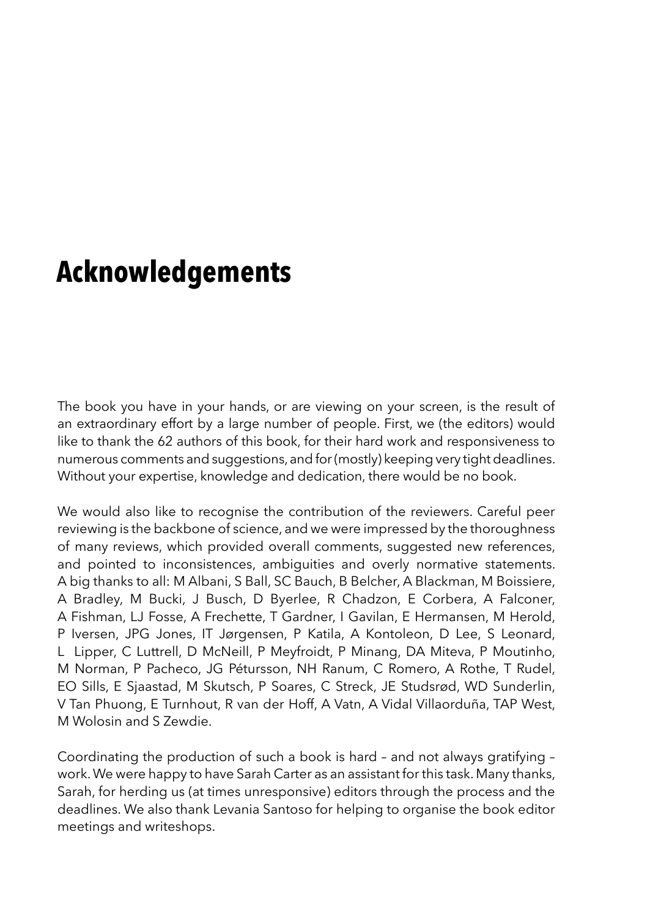# Acknowledgements

The book you have in your hands, or are viewing on your screen, is the result of an extraordinary effort by a large number of people. First, we (the editors) would like to thank the 62 authors of this book, for their hard work and responsiveness to numerous comments and suggestions, and for (mostly) keeping very tight deadlines. Without your expertise, knowledge and dedication, there would be no book.

We would also like to recognise the contribution of the reviewers. Careful peer reviewing is the backbone of science, and we were impressed by the thoroughness of many reviews, which provided overall comments, suggested new references, and pointed to inconsistences, ambiguities and overly normative statements. A big thanks to all: M Albani, S Ball, SC Bauch, B Belcher, A Blackman, M Boissiere, A Bradley, M Bucki, J Busch, D Byerlee, R Chadzon, E Corbera, A Falconer, A Fishman, LJ Fosse, A Frechette, T Gardner, I Gavilan, E Hermansen, M Herold, P Iversen, JPG Jones, IT Jørgensen, P Katila, A Kontoleon, D Lee, S Leonard, L Lipper, C Luttrell, D McNeill, P Meyfroidt, P Minang, DA Miteva, P Moutinho, M Norman, P Pacheco, JG Pétursson, NH Ranum, C Romero, A Rothe, T Rudel, EO Sills, E Sjaastad, M Skutsch, P Soares, C Streck, JE Studsrød, WD Sunderlin, V Tan Phuong, E Turnhout, R van der Hoff, A Vatn, A Vidal Villaorduña, TAP West, M Wolosin and S Zewdie.

Coordinating the production of such a book is hard – and not always gratifying – work. We were happy to have Sarah Carter as an assistant for this task. Many thanks, Sarah, for herding us (at times unresponsive) editors through the process and the deadlines. We also thank Levania Santoso for helping to organise the book editor meetings and writeshops.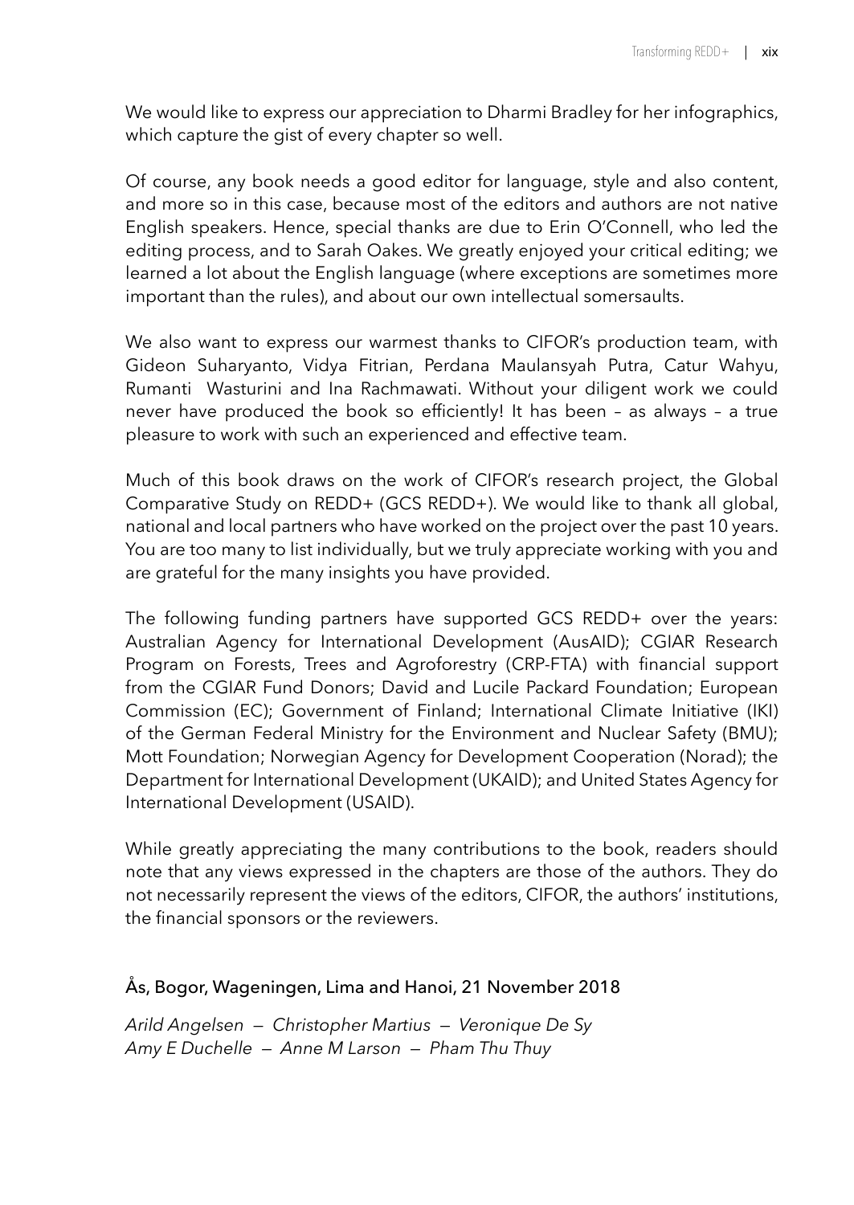We would like to express our appreciation to Dharmi Bradley for her infographics, which capture the gist of every chapter so well.

Of course, any book needs a good editor for language, style and also content, and more so in this case, because most of the editors and authors are not native English speakers. Hence, special thanks are due to Erin O'Connell, who led the editing process, and to Sarah Oakes. We greatly enjoyed your critical editing; we learned a lot about the English language (where exceptions are sometimes more important than the rules), and about our own intellectual somersaults.

We also want to express our warmest thanks to CIFOR's production team, with Gideon Suharyanto, Vidya Fitrian, Perdana Maulansyah Putra, Catur Wahyu, Rumanti Wasturini and Ina Rachmawati. Without your diligent work we could never have produced the book so efficiently! It has been – as always – a true pleasure to work with such an experienced and effective team.

Much of this book draws on the work of CIFOR's research project, the Global Comparative Study on REDD+ (GCS REDD+). We would like to thank all global, national and local partners who have worked on the project over the past 10 years. You are too many to list individually, but we truly appreciate working with you and are grateful for the many insights you have provided.

The following funding partners have supported GCS REDD+ over the years: Australian Agency for International Development (AusAID); CGIAR Research Program on Forests, Trees and Agroforestry (CRP-FTA) with financial support from the CGIAR Fund Donors; David and Lucile Packard Foundation; European Commission (EC); Government of Finland; International Climate Initiative (IKI) of the German Federal Ministry for the Environment and Nuclear Safety (BMU); Mott Foundation; Norwegian Agency for Development Cooperation (Norad); the Department for International Development (UKAID); and United States Agency for International Development (USAID).

While greatly appreciating the many contributions to the book, readers should note that any views expressed in the chapters are those of the authors. They do not necessarily represent the views of the editors, CIFOR, the authors' institutions, the financial sponsors or the reviewers.

Ås, Bogor, Wageningen, Lima and Hanoi, 21 November 2018

*Arild Angelsen — Christopher Martius — Veronique De Sy*
*Amy E Duchelle — Anne M Larson — Pham Thu Thuy*